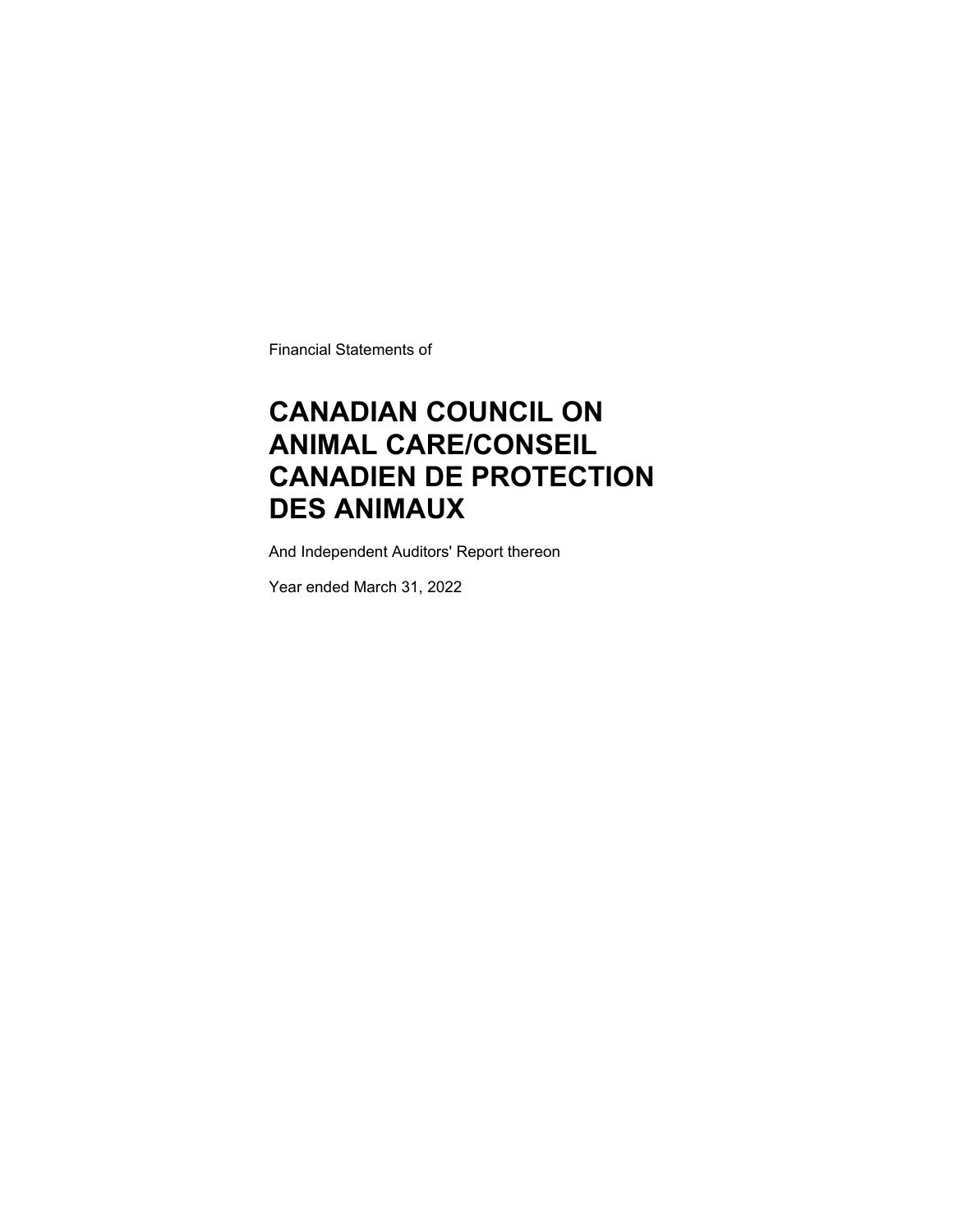Financial Statements of

# CANADIAN COUNCIL ON ANIMAL CARE/CONSEIL CANADIEN DE PROTECTION DES ANIMAUX

And Independent Auditors' Report thereon

Year ended March 31, 2022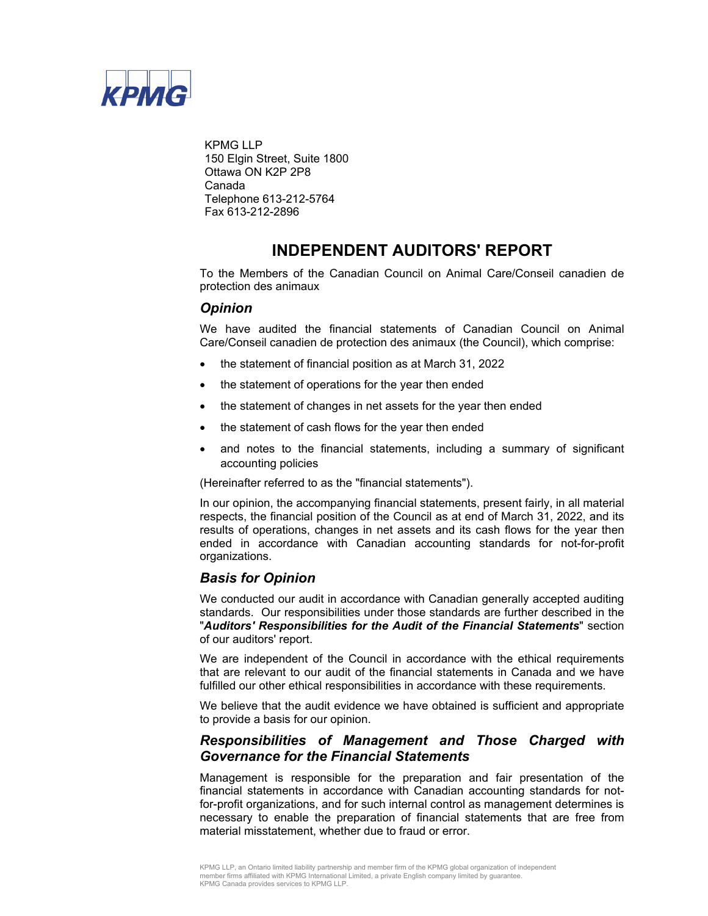KPMG

KPMG LLP
150 Elgin Street, Suite 1800
Ottawa ON K2P 2P8
Canada
Telephone 613-212-5764
Fax 613-212-2896

# INDEPENDENT AUDITORS' REPORT

To the Members of the Canadian Council on Animal Care/Conseil canadien de protection des animaux

## *Opinion*

We have audited the financial statements of Canadian Council on Animal Care/Conseil canadien de protection des animaux (the Council), which comprise:

- the statement of financial position as at March 31, 2022
- the statement of operations for the year then ended
- the statement of changes in net assets for the year then ended
- the statement of cash flows for the year then ended
- and notes to the financial statements, including a summary of significant accounting policies

(Hereinafter referred to as the "financial statements").

In our opinion, the accompanying financial statements, present fairly, in all material respects, the financial position of the Council as at end of March 31, 2022, and its results of operations, changes in net assets and its cash flows for the year then ended in accordance with Canadian accounting standards for not-for-profit organizations.

## *Basis for Opinion*

We conducted our audit in accordance with Canadian generally accepted auditing standards. Our responsibilities under those standards are further described in the "***Auditors' Responsibilities for the Audit of the Financial Statements***" section of our auditors' report.

We are independent of the Council in accordance with the ethical requirements that are relevant to our audit of the financial statements in Canada and we have fulfilled our other ethical responsibilities in accordance with these requirements.

We believe that the audit evidence we have obtained is sufficient and appropriate to provide a basis for our opinion.

## *Responsibilities of Management and Those Charged with Governance for the Financial Statements*

Management is responsible for the preparation and fair presentation of the financial statements in accordance with Canadian accounting standards for not-for-profit organizations, and for such internal control as management determines is necessary to enable the preparation of financial statements that are free from material misstatement, whether due to fraud or error.

KPMG LLP, an Ontario limited liability partnership and member firm of the KPMG global organization of independent member firms affiliated with KPMG International Limited, a private English company limited by guarantee.
KPMG Canada provides services to KPMG LLP.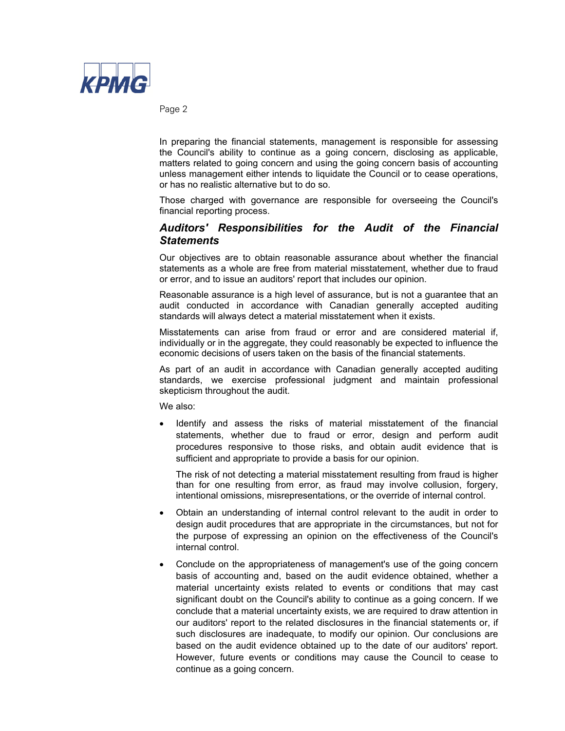In preparing the financial statements, management is responsible for assessing the Council's ability to continue as a going concern, disclosing as applicable, matters related to going concern and using the going concern basis of accounting unless management either intends to liquidate the Council or to cease operations, or has no realistic alternative but to do so.

Those charged with governance are responsible for overseeing the Council's financial reporting process.

### *Auditors' Responsibilities for the Audit of the Financial Statements*

Our objectives are to obtain reasonable assurance about whether the financial statements as a whole are free from material misstatement, whether due to fraud or error, and to issue an auditors' report that includes our opinion.

Reasonable assurance is a high level of assurance, but is not a guarantee that an audit conducted in accordance with Canadian generally accepted auditing standards will always detect a material misstatement when it exists.

Misstatements can arise from fraud or error and are considered material if, individually or in the aggregate, they could reasonably be expected to influence the economic decisions of users taken on the basis of the financial statements.

As part of an audit in accordance with Canadian generally accepted auditing standards, we exercise professional judgment and maintain professional skepticism throughout the audit.

We also:

- Identify and assess the risks of material misstatement of the financial statements, whether due to fraud or error, design and perform audit procedures responsive to those risks, and obtain audit evidence that is sufficient and appropriate to provide a basis for our opinion.

  The risk of not detecting a material misstatement resulting from fraud is higher than for one resulting from error, as fraud may involve collusion, forgery, intentional omissions, misrepresentations, or the override of internal control.

- Obtain an understanding of internal control relevant to the audit in order to design audit procedures that are appropriate in the circumstances, but not for the purpose of expressing an opinion on the effectiveness of the Council's internal control.

- Conclude on the appropriateness of management's use of the going concern basis of accounting and, based on the audit evidence obtained, whether a material uncertainty exists related to events or conditions that may cast significant doubt on the Council's ability to continue as a going concern. If we conclude that a material uncertainty exists, we are required to draw attention in our auditors' report to the related disclosures in the financial statements or, if such disclosures are inadequate, to modify our opinion. Our conclusions are based on the audit evidence obtained up to the date of our auditors' report. However, future events or conditions may cause the Council to cease to continue as a going concern.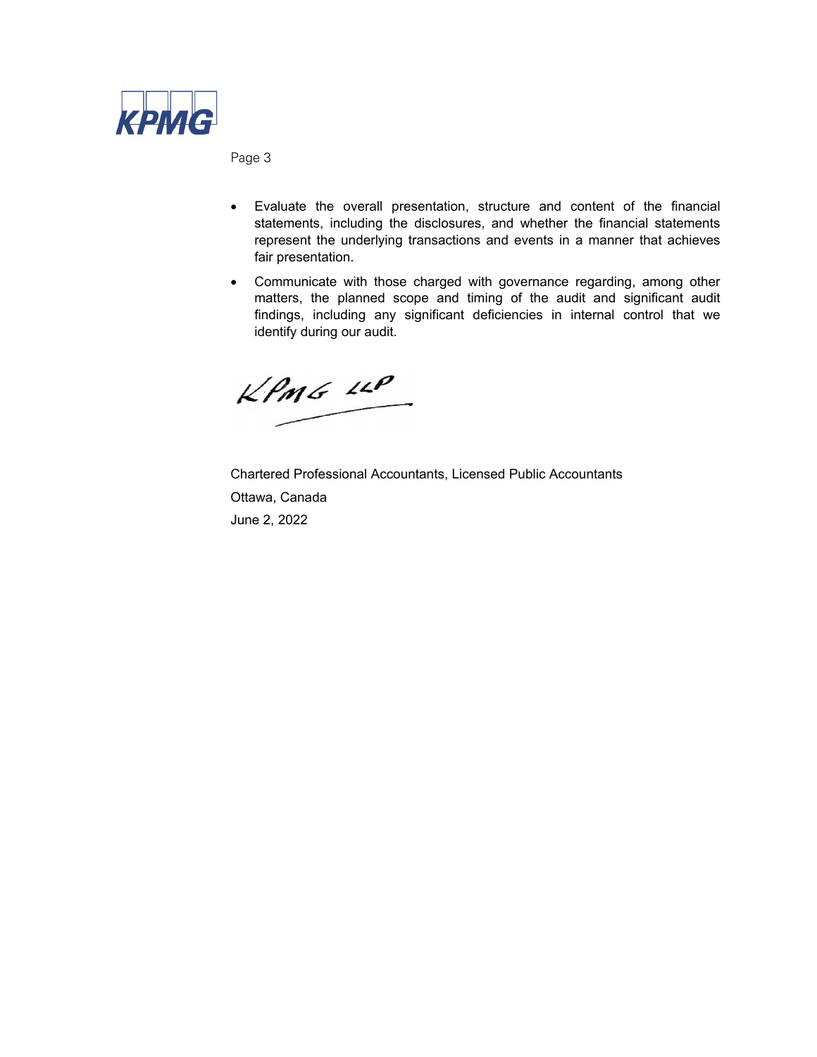- Evaluate the overall presentation, structure and content of the financial statements, including the disclosures, and whether the financial statements represent the underlying transactions and events in a manner that achieves fair presentation.
- Communicate with those charged with governance regarding, among other matters, the planned scope and timing of the audit and significant audit findings, including any significant deficiencies in internal control that we identify during our audit.

KPMG LLP

Chartered Professional Accountants, Licensed Public Accountants

Ottawa, Canada

June 2, 2022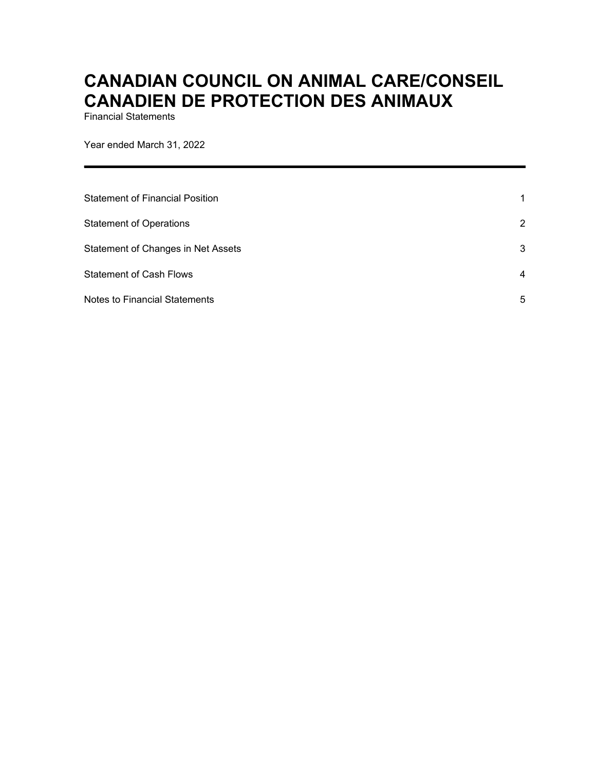# CANADIAN COUNCIL ON ANIMAL CARE/CONSEIL CANADIEN DE PROTECTION DES ANIMAUX

Financial Statements

Year ended March 31, 2022

---

| | |
|---|---|
| Statement of Financial Position | 1 |
| Statement of Operations | 2 |
| Statement of Changes in Net Assets | 3 |
| Statement of Cash Flows | 4 |
| Notes to Financial Statements | 5 |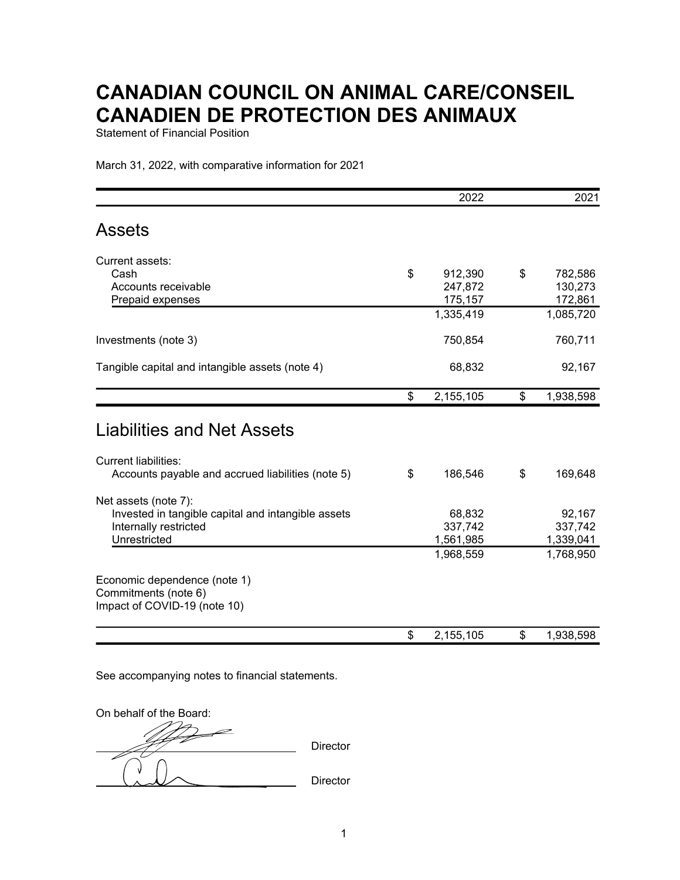# CANADIAN COUNCIL ON ANIMAL CARE/CONSEIL CANADIEN DE PROTECTION DES ANIMAUX

Statement of Financial Position

March 31, 2022, with comparative information for 2021

| | 2022 | 2021 |
|---|---|---|
| **Assets** | | |
| Current assets: | | |
| Cash | $ 912,390 | $ 782,586 |
| Accounts receivable | 247,872 | 130,273 |
| Prepaid expenses | 175,157 | 172,861 |
| | 1,335,419 | 1,085,720 |
| Investments (note 3) | 750,854 | 760,711 |
| Tangible capital and intangible assets (note 4) | 68,832 | 92,167 |
| | $ 2,155,105 | $ 1,938,598 |
| **Liabilities and Net Assets** | | |
| Current liabilities: | | |
| Accounts payable and accrued liabilities (note 5) | $ 186,546 | $ 169,648 |
| Net assets (note 7): | | |
| Invested in tangible capital and intangible assets | 68,832 | 92,167 |
| Internally restricted | 337,742 | 337,742 |
| Unrestricted | 1,561,985 | 1,339,041 |
| | 1,968,559 | 1,768,950 |
| Economic dependence (note 1) | | |
| Commitments (note 6) | | |
| Impact of COVID-19 (note 10) | | |
| | $ 2,155,105 | $ 1,938,598 |

See accompanying notes to financial statements.

On behalf of the Board:

_______________________ Director

_______________________ Director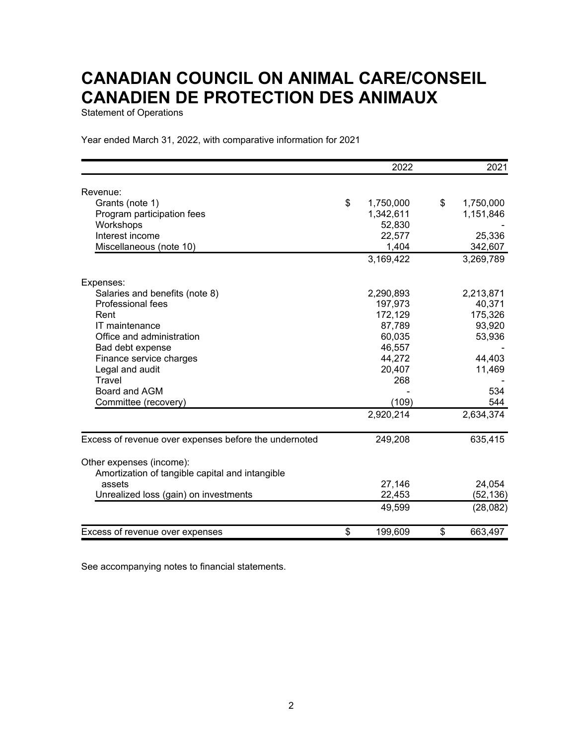# CANADIAN COUNCIL ON ANIMAL CARE/CONSEIL CANADIEN DE PROTECTION DES ANIMAUX

Statement of Operations

Year ended March 31, 2022, with comparative information for 2021

| | 2022 | 2021 |
|---|---|---|
| Revenue: | | |
| Grants (note 1) | $ 1,750,000 | $ 1,750,000 |
| Program participation fees | 1,342,611 | 1,151,846 |
| Workshops | 52,830 | - |
| Interest income | 22,577 | 25,336 |
| Miscellaneous (note 10) | 1,404 | 342,607 |
| | 3,169,422 | 3,269,789 |
| Expenses: | | |
| Salaries and benefits (note 8) | 2,290,893 | 2,213,871 |
| Professional fees | 197,973 | 40,371 |
| Rent | 172,129 | 175,326 |
| IT maintenance | 87,789 | 93,920 |
| Office and administration | 60,035 | 53,936 |
| Bad debt expense | 46,557 | - |
| Finance service charges | 44,272 | 44,403 |
| Legal and audit | 20,407 | 11,469 |
| Travel | 268 | - |
| Board and AGM | - | 534 |
| Committee (recovery) | (109) | 544 |
| | 2,920,214 | 2,634,374 |
| Excess of revenue over expenses before the undernoted | 249,208 | 635,415 |
| Other expenses (income): | | |
| Amortization of tangible capital and intangible assets | 27,146 | 24,054 |
| Unrealized loss (gain) on investments | 22,453 | (52,136) |
| | 49,599 | (28,082) |
| Excess of revenue over expenses | $ 199,609 | $ 663,497 |

See accompanying notes to financial statements.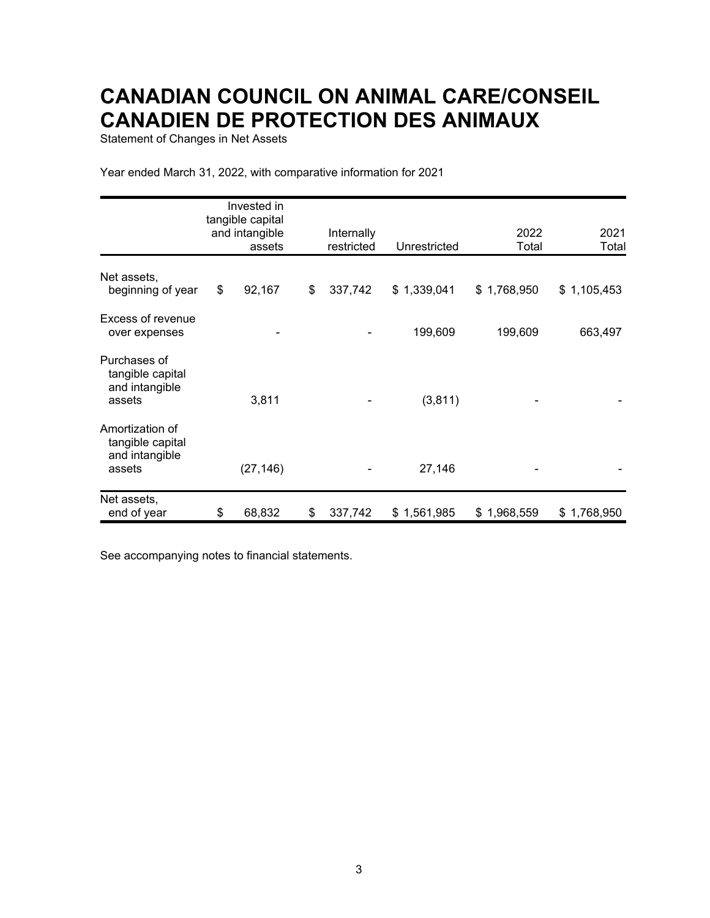# CANADIAN COUNCIL ON ANIMAL CARE/CONSEIL CANADIEN DE PROTECTION DES ANIMAUX

Statement of Changes in Net Assets

Year ended March 31, 2022, with comparative information for 2021

| | Invested in tangible capital and intangible assets | Internally restricted | Unrestricted | 2022 Total | 2021 Total |
|---|---|---|---|---|---|
| Net assets, beginning of year | $ 92,167 | $ 337,742 | $ 1,339,041 | $ 1,768,950 | $ 1,105,453 |
| Excess of revenue over expenses | - | - | 199,609 | 199,609 | 663,497 |
| Purchases of tangible capital and intangible assets | 3,811 | - | (3,811) | - | - |
| Amortization of tangible capital and intangible assets | (27,146) | - | 27,146 | - | - |
| Net assets, end of year | $ 68,832 | $ 337,742 | $ 1,561,985 | $ 1,968,559 | $ 1,768,950 |

See accompanying notes to financial statements.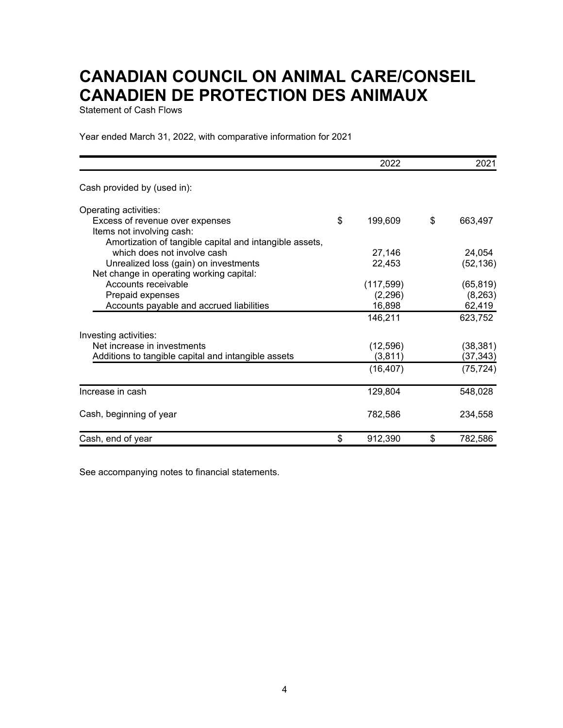# CANADIAN COUNCIL ON ANIMAL CARE/CONSEIL CANADIEN DE PROTECTION DES ANIMAUX

Statement of Cash Flows

Year ended March 31, 2022, with comparative information for 2021

| | 2022 | 2021 |
|---|---|---|
| Cash provided by (used in): | | |
| Operating activities: | | |
| Excess of revenue over expenses | $ 199,609 | $ 663,497 |
| Items not involving cash: | | |
| Amortization of tangible capital and intangible assets, which does not involve cash | 27,146 | 24,054 |
| Unrealized loss (gain) on investments | 22,453 | (52,136) |
| Net change in operating working capital: | | |
| Accounts receivable | (117,599) | (65,819) |
| Prepaid expenses | (2,296) | (8,263) |
| Accounts payable and accrued liabilities | 16,898 | 62,419 |
| | 146,211 | 623,752 |
| Investing activities: | | |
| Net increase in investments | (12,596) | (38,381) |
| Additions to tangible capital and intangible assets | (3,811) | (37,343) |
| | (16,407) | (75,724) |
| Increase in cash | 129,804 | 548,028 |
| Cash, beginning of year | 782,586 | 234,558 |
| Cash, end of year | $ 912,390 | $ 782,586 |

See accompanying notes to financial statements.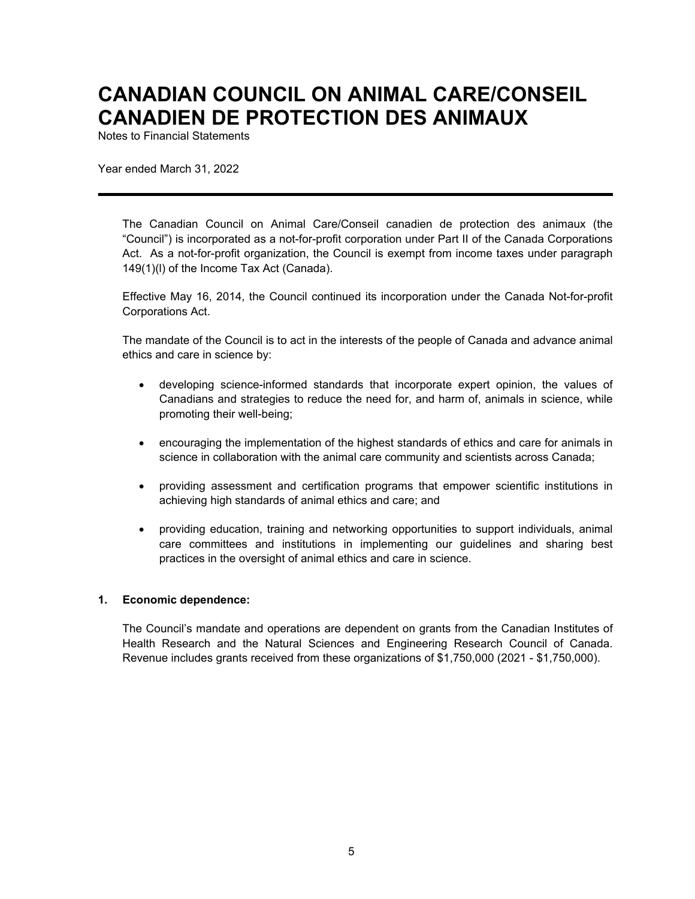# CANADIAN COUNCIL ON ANIMAL CARE/CONSEIL CANADIEN DE PROTECTION DES ANIMAUX

Notes to Financial Statements

Year ended March 31, 2022

---

The Canadian Council on Animal Care/Conseil canadien de protection des animaux (the "Council") is incorporated as a not-for-profit corporation under Part II of the Canada Corporations Act. As a not-for-profit organization, the Council is exempt from income taxes under paragraph 149(1)(l) of the Income Tax Act (Canada).

Effective May 16, 2014, the Council continued its incorporation under the Canada Not-for-profit Corporations Act.

The mandate of the Council is to act in the interests of the people of Canada and advance animal ethics and care in science by:

- developing science-informed standards that incorporate expert opinion, the values of Canadians and strategies to reduce the need for, and harm of, animals in science, while promoting their well-being;
- encouraging the implementation of the highest standards of ethics and care for animals in science in collaboration with the animal care community and scientists across Canada;
- providing assessment and certification programs that empower scientific institutions in achieving high standards of animal ethics and care; and
- providing education, training and networking opportunities to support individuals, animal care committees and institutions in implementing our guidelines and sharing best practices in the oversight of animal ethics and care in science.

## 1. Economic dependence:

The Council's mandate and operations are dependent on grants from the Canadian Institutes of Health Research and the Natural Sciences and Engineering Research Council of Canada. Revenue includes grants received from these organizations of $1,750,000 (2021 - $1,750,000).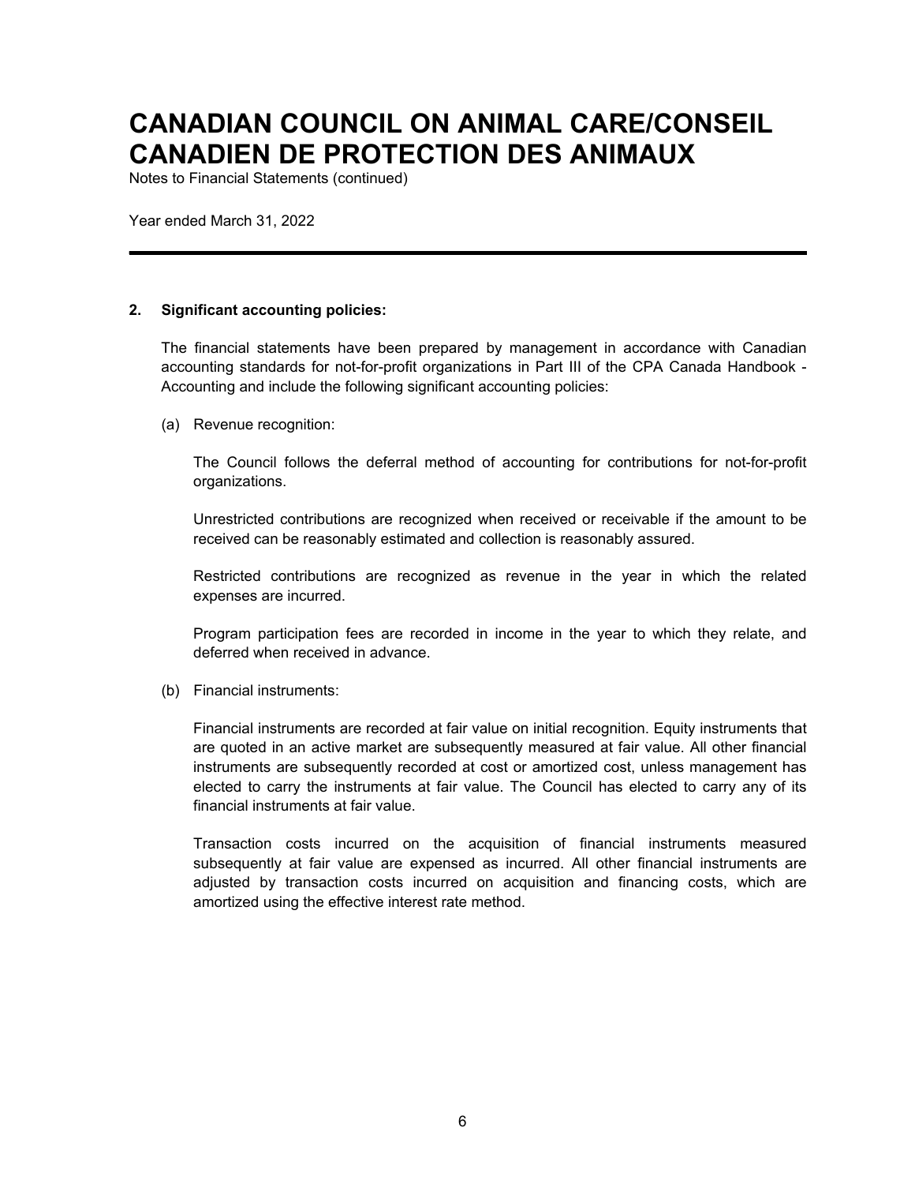# CANADIAN COUNCIL ON ANIMAL CARE/CONSEIL CANADIEN DE PROTECTION DES ANIMAUX

Notes to Financial Statements (continued)

Year ended March 31, 2022

---

**2. Significant accounting policies:**

The financial statements have been prepared by management in accordance with Canadian accounting standards for not-for-profit organizations in Part III of the CPA Canada Handbook - Accounting and include the following significant accounting policies:

(a) Revenue recognition:

The Council follows the deferral method of accounting for contributions for not-for-profit organizations.

Unrestricted contributions are recognized when received or receivable if the amount to be received can be reasonably estimated and collection is reasonably assured.

Restricted contributions are recognized as revenue in the year in which the related expenses are incurred.

Program participation fees are recorded in income in the year to which they relate, and deferred when received in advance.

(b) Financial instruments:

Financial instruments are recorded at fair value on initial recognition. Equity instruments that are quoted in an active market are subsequently measured at fair value. All other financial instruments are subsequently recorded at cost or amortized cost, unless management has elected to carry the instruments at fair value. The Council has elected to carry any of its financial instruments at fair value.

Transaction costs incurred on the acquisition of financial instruments measured subsequently at fair value are expensed as incurred. All other financial instruments are adjusted by transaction costs incurred on acquisition and financing costs, which are amortized using the effective interest rate method.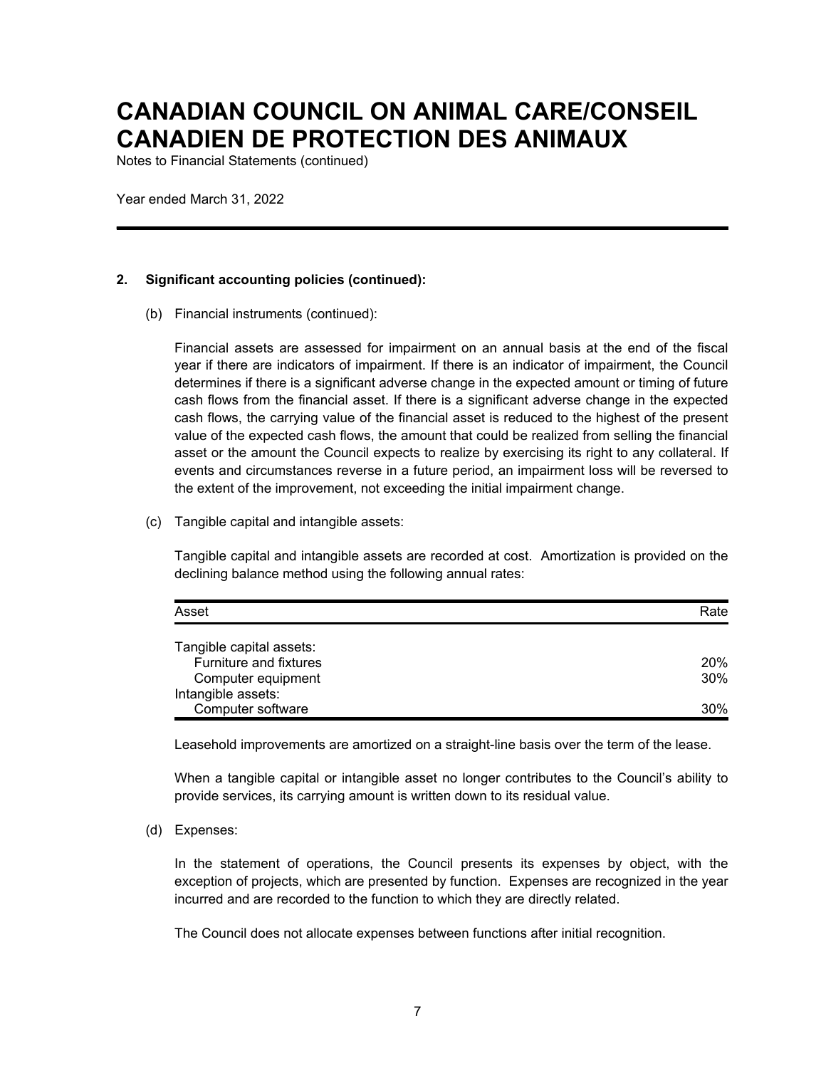# CANADIAN COUNCIL ON ANIMAL CARE/CONSEIL CANADIEN DE PROTECTION DES ANIMAUX

Notes to Financial Statements (continued)

Year ended March 31, 2022

**2. Significant accounting policies (continued):**

(b) Financial instruments (continued):

Financial assets are assessed for impairment on an annual basis at the end of the fiscal year if there are indicators of impairment. If there is an indicator of impairment, the Council determines if there is a significant adverse change in the expected amount or timing of future cash flows from the financial asset. If there is a significant adverse change in the expected cash flows, the carrying value of the financial asset is reduced to the highest of the present value of the expected cash flows, the amount that could be realized from selling the financial asset or the amount the Council expects to realize by exercising its right to any collateral. If events and circumstances reverse in a future period, an impairment loss will be reversed to the extent of the improvement, not exceeding the initial impairment change.

(c) Tangible capital and intangible assets:

Tangible capital and intangible assets are recorded at cost. Amortization is provided on the declining balance method using the following annual rates:

| Asset | Rate |
|---|---|
| Tangible capital assets: | |
| Furniture and fixtures | 20% |
| Computer equipment | 30% |
| Intangible assets: | |
| Computer software | 30% |

Leasehold improvements are amortized on a straight-line basis over the term of the lease.

When a tangible capital or intangible asset no longer contributes to the Council's ability to provide services, its carrying amount is written down to its residual value.

(d) Expenses:

In the statement of operations, the Council presents its expenses by object, with the exception of projects, which are presented by function. Expenses are recognized in the year incurred and are recorded to the function to which they are directly related.

The Council does not allocate expenses between functions after initial recognition.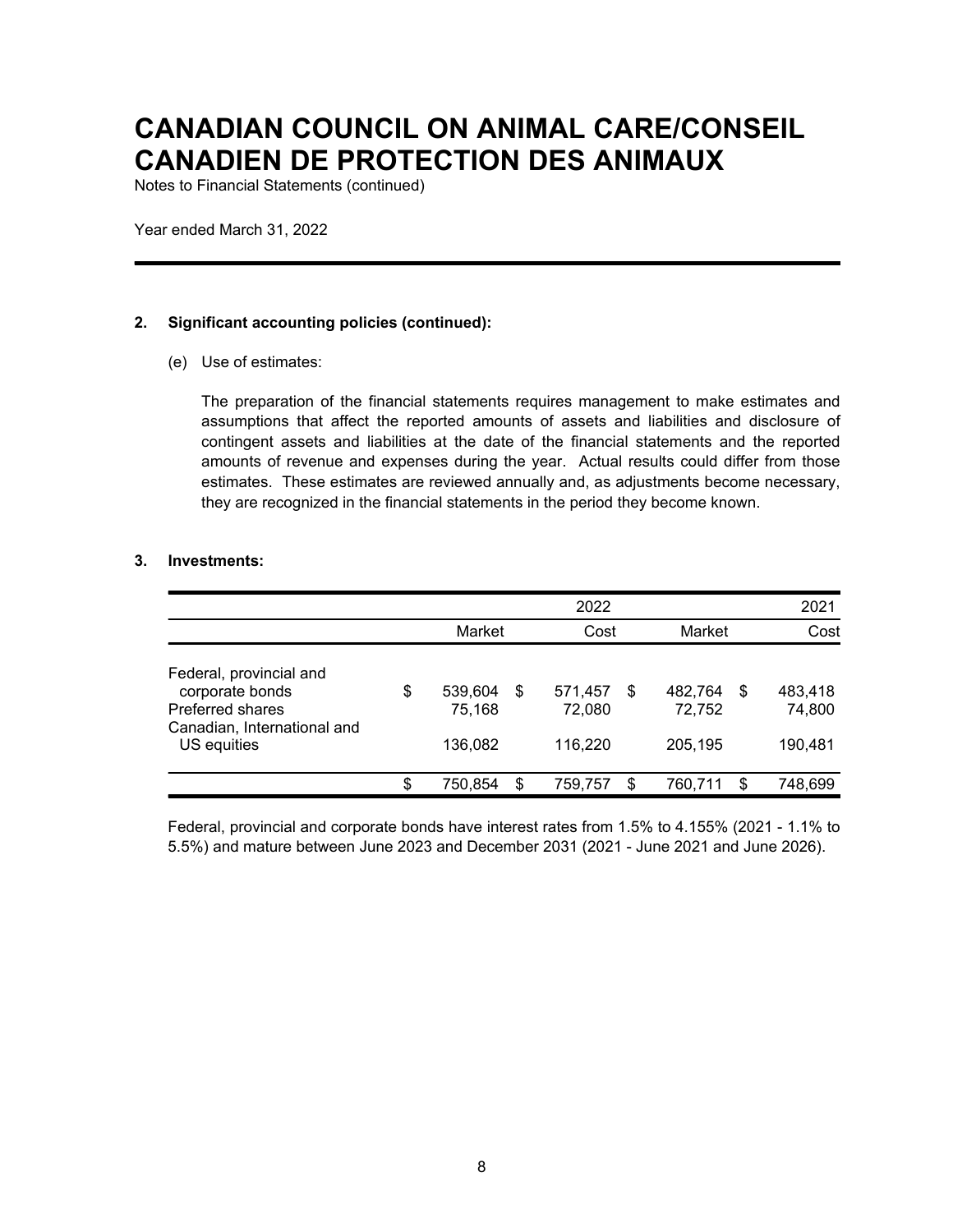# CANADIAN COUNCIL ON ANIMAL CARE/CONSEIL CANADIEN DE PROTECTION DES ANIMAUX

Notes to Financial Statements (continued)

Year ended March 31, 2022

## 2. Significant accounting policies (continued):

(e) Use of estimates:

The preparation of the financial statements requires management to make estimates and assumptions that affect the reported amounts of assets and liabilities and disclosure of contingent assets and liabilities at the date of the financial statements and the reported amounts of revenue and expenses during the year. Actual results could differ from those estimates. These estimates are reviewed annually and, as adjustments become necessary, they are recognized in the financial statements in the period they become known.

## 3. Investments:

| | 2022 | | 2021 | |
|---|---|---|---|---|
| | Market | Cost | Market | Cost |
| Federal, provincial and corporate bonds | $ 539,604 | $ 571,457 | $ 482,764 | $ 483,418 |
| Preferred shares | 75,168 | 72,080 | 72,752 | 74,800 |
| Canadian, International and US equities | 136,082 | 116,220 | 205,195 | 190,481 |
| | $ 750,854 | $ 759,757 | $ 760,711 | $ 748,699 |

Federal, provincial and corporate bonds have interest rates from 1.5% to 4.155% (2021 - 1.1% to 5.5%) and mature between June 2023 and December 2031 (2021 - June 2021 and June 2026).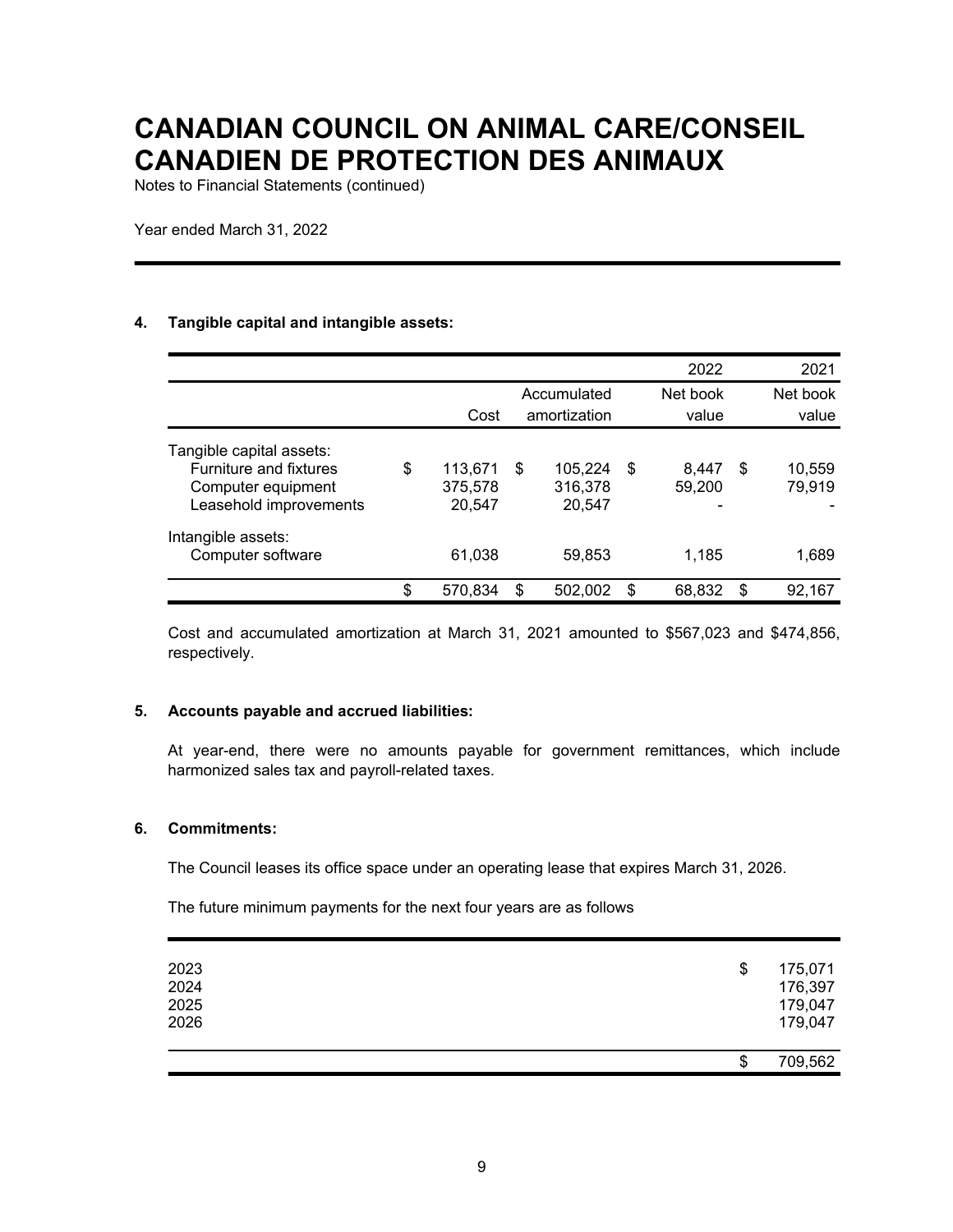# CANADIAN COUNCIL ON ANIMAL CARE/CONSEIL CANADIEN DE PROTECTION DES ANIMAUX

Notes to Financial Statements (continued)

Year ended March 31, 2022

## 4. Tangible capital and intangible assets:

| | Cost | Accumulated amortization | 2022 Net book value | 2021 Net book value |
|---|---|---|---|---|
| Tangible capital assets: | | | | |
| Furniture and fixtures | $ 113,671 | $ 105,224 | $ 8,447 | $ 10,559 |
| Computer equipment | 375,578 | 316,378 | 59,200 | 79,919 |
| Leasehold improvements | 20,547 | 20,547 | - | - |
| Intangible assets: | | | | |
| Computer software | 61,038 | 59,853 | 1,185 | 1,689 |
| | $ 570,834 | $ 502,002 | $ 68,832 | $ 92,167 |

Cost and accumulated amortization at March 31, 2021 amounted to $567,023 and $474,856, respectively.

## 5. Accounts payable and accrued liabilities:

At year-end, there were no amounts payable for government remittances, which include harmonized sales tax and payroll-related taxes.

## 6. Commitments:

The Council leases its office space under an operating lease that expires March 31, 2026.

The future minimum payments for the next four years are as follows

| | |
|---|---|
| 2023 | $ 175,071 |
| 2024 | 176,397 |
| 2025 | 179,047 |
| 2026 | 179,047 |
| | $ 709,562 |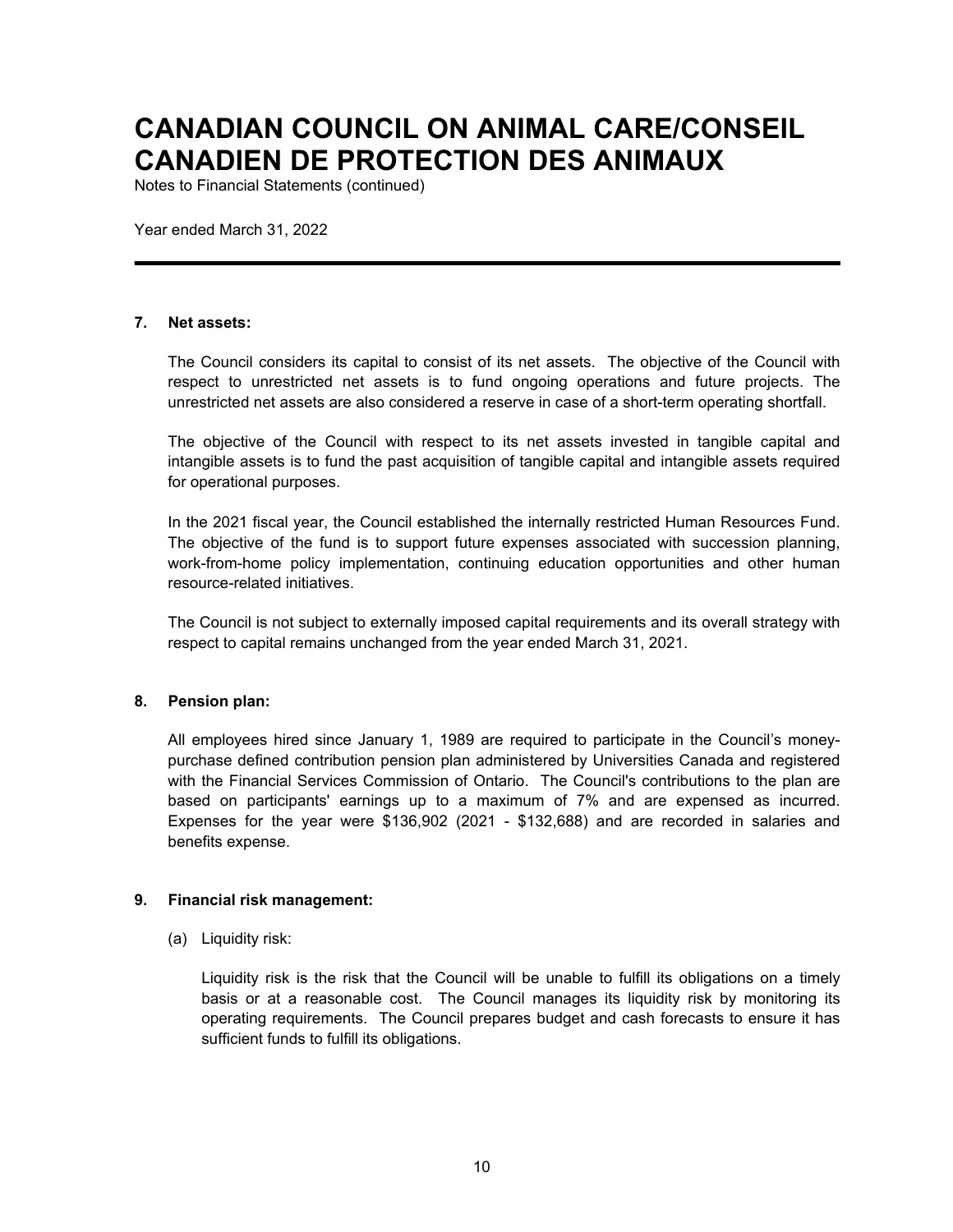# CANADIAN COUNCIL ON ANIMAL CARE/CONSEIL CANADIEN DE PROTECTION DES ANIMAUX

Notes to Financial Statements (continued)

Year ended March 31, 2022

### 7. Net assets:

The Council considers its capital to consist of its net assets. The objective of the Council with respect to unrestricted net assets is to fund ongoing operations and future projects. The unrestricted net assets are also considered a reserve in case of a short-term operating shortfall.

The objective of the Council with respect to its net assets invested in tangible capital and intangible assets is to fund the past acquisition of tangible capital and intangible assets required for operational purposes.

In the 2021 fiscal year, the Council established the internally restricted Human Resources Fund. The objective of the fund is to support future expenses associated with succession planning, work-from-home policy implementation, continuing education opportunities and other human resource-related initiatives.

The Council is not subject to externally imposed capital requirements and its overall strategy with respect to capital remains unchanged from the year ended March 31, 2021.

### 8. Pension plan:

All employees hired since January 1, 1989 are required to participate in the Council's money-purchase defined contribution pension plan administered by Universities Canada and registered with the Financial Services Commission of Ontario. The Council's contributions to the plan are based on participants' earnings up to a maximum of 7% and are expensed as incurred. Expenses for the year were $136,902 (2021 - $132,688) and are recorded in salaries and benefits expense.

### 9. Financial risk management:

(a) Liquidity risk:

Liquidity risk is the risk that the Council will be unable to fulfill its obligations on a timely basis or at a reasonable cost. The Council manages its liquidity risk by monitoring its operating requirements. The Council prepares budget and cash forecasts to ensure it has sufficient funds to fulfill its obligations.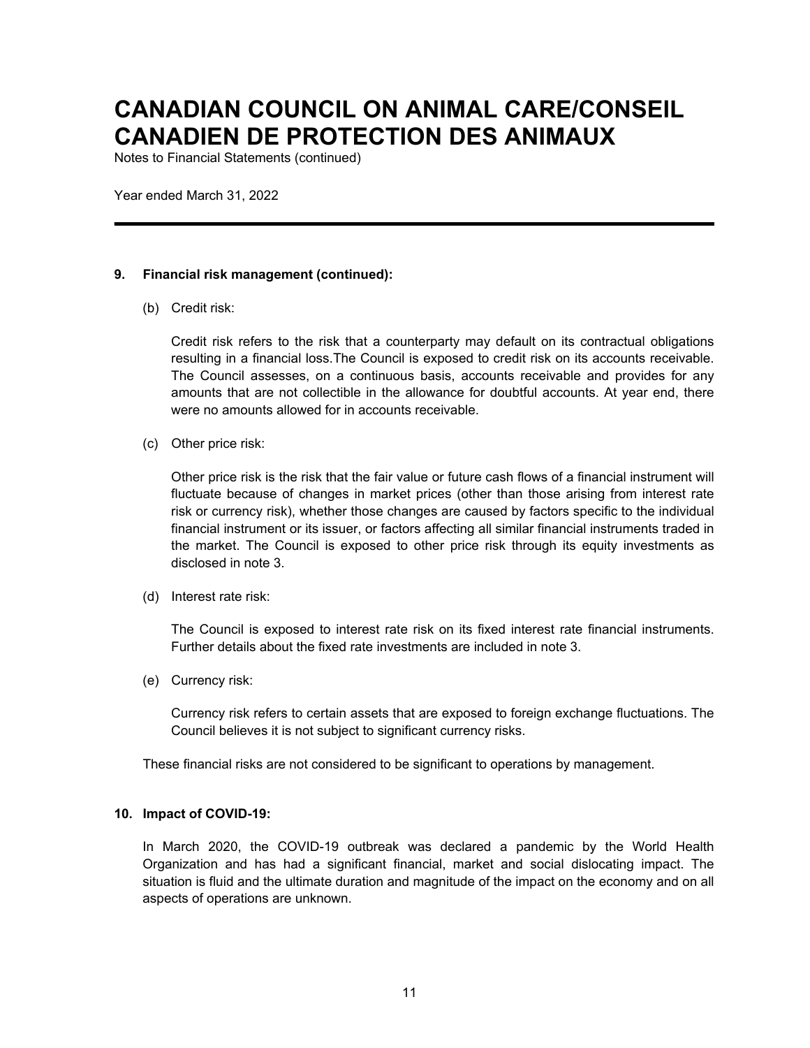# CANADIAN COUNCIL ON ANIMAL CARE/CONSEIL CANADIEN DE PROTECTION DES ANIMAUX

Notes to Financial Statements (continued)

Year ended March 31, 2022

---

**9. Financial risk management (continued):**

(b) Credit risk:

Credit risk refers to the risk that a counterparty may default on its contractual obligations resulting in a financial loss.The Council is exposed to credit risk on its accounts receivable. The Council assesses, on a continuous basis, accounts receivable and provides for any amounts that are not collectible in the allowance for doubtful accounts. At year end, there were no amounts allowed for in accounts receivable.

(c) Other price risk:

Other price risk is the risk that the fair value or future cash flows of a financial instrument will fluctuate because of changes in market prices (other than those arising from interest rate risk or currency risk), whether those changes are caused by factors specific to the individual financial instrument or its issuer, or factors affecting all similar financial instruments traded in the market. The Council is exposed to other price risk through its equity investments as disclosed in note 3.

(d) Interest rate risk:

The Council is exposed to interest rate risk on its fixed interest rate financial instruments. Further details about the fixed rate investments are included in note 3.

(e) Currency risk:

Currency risk refers to certain assets that are exposed to foreign exchange fluctuations. The Council believes it is not subject to significant currency risks.

These financial risks are not considered to be significant to operations by management.

**10. Impact of COVID-19:**

In March 2020, the COVID-19 outbreak was declared a pandemic by the World Health Organization and has had a significant financial, market and social dislocating impact. The situation is fluid and the ultimate duration and magnitude of the impact on the economy and on all aspects of operations are unknown.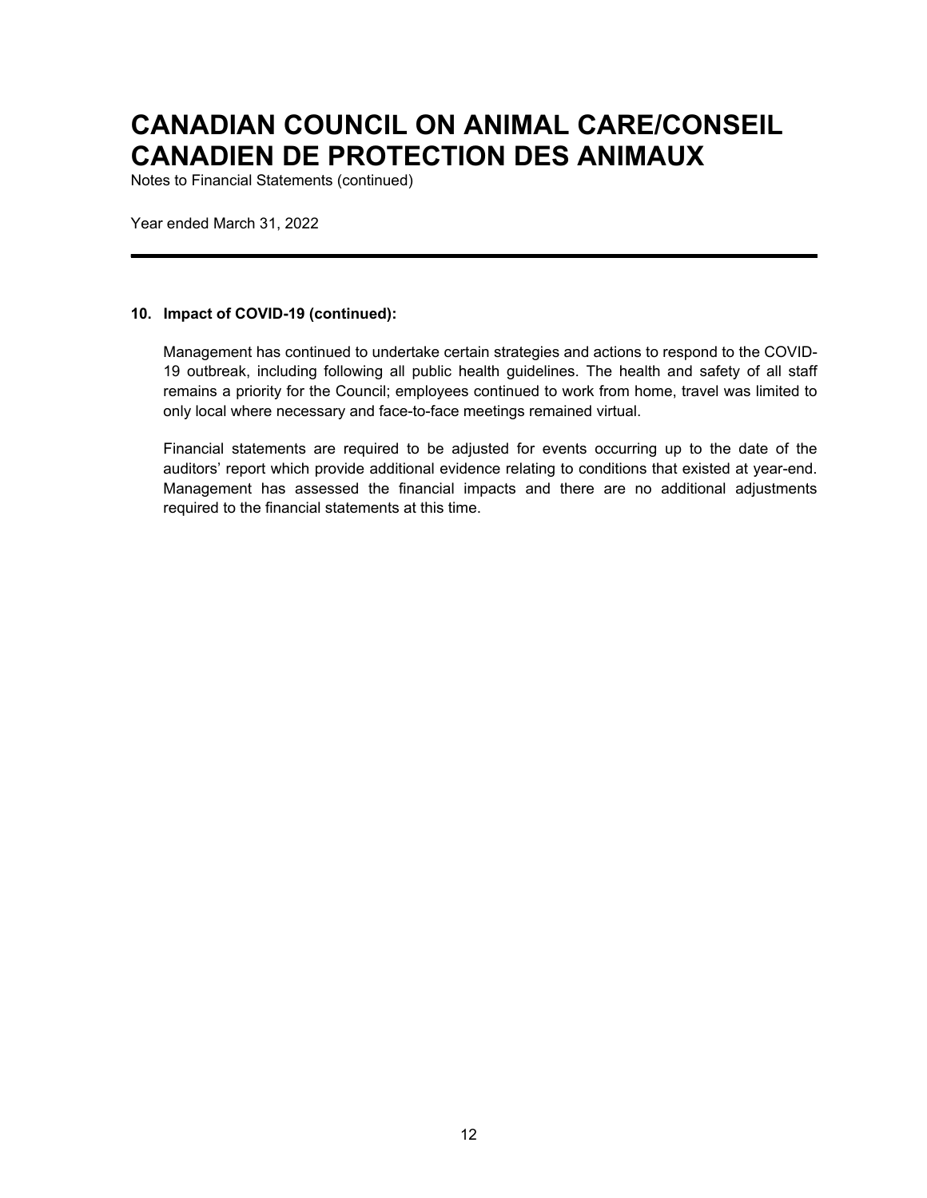# CANADIAN COUNCIL ON ANIMAL CARE/CONSEIL CANADIEN DE PROTECTION DES ANIMAUX

Notes to Financial Statements (continued)

Year ended March 31, 2022

---

**10. Impact of COVID-19 (continued):**

Management has continued to undertake certain strategies and actions to respond to the COVID-19 outbreak, including following all public health guidelines. The health and safety of all staff remains a priority for the Council; employees continued to work from home, travel was limited to only local where necessary and face-to-face meetings remained virtual.

Financial statements are required to be adjusted for events occurring up to the date of the auditors' report which provide additional evidence relating to conditions that existed at year-end. Management has assessed the financial impacts and there are no additional adjustments required to the financial statements at this time.